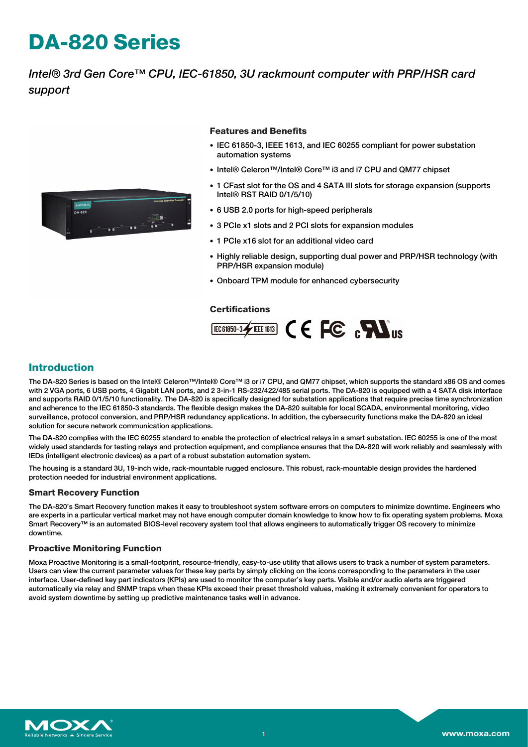# DA-820 Series

*Intel® 3rd Gen Core™ CPU, IEC-61850, 3U rackmount computer with PRP/HSR card support*

### Features and Benefits

- IEC 61850-3, IEEE 1613, and IEC 60255 compliant for power substation automation systems
- Intel® Celeron™/Intel® Core™ i3 and i7 CPU and QM77 chipset
- 1 CFast slot for the OS and 4 SATA III slots for storage expansion (supports Intel® RST RAID 0/1/5/10)
- 6 USB 2.0 ports for high-speed peripherals
- 3 PCIe x1 slots and 2 PCI slots for expansion modules
- 1 PCIe x16 slot for an additional video card
- Highly reliable design, supporting dual power and PRP/HSR technology (with PRP/HSR expansion module)
- Onboard TPM module for enhanced cybersecurity

### Certifications

## Introduction

The DA-820 Series is based on the Intel® Celeron™/Intel® Core™ i3 or i7 CPU, and QM77 chipset, which supports the standard x86 OS and comes with 2 VGA ports, 6 USB ports, 4 Gigabit LAN ports, and 2 3-in-1 RS-232/422/485 serial ports. The DA-820 is equipped with a 4 SATA disk interface and supports RAID 0/1/5/10 functionality. The DA-820 is specifically designed for substation applications that require precise time synchronization and adherence to the IEC 61850-3 standards. The flexible design makes the DA-820 suitable for local SCADA, environmental monitoring, video surveillance, protocol conversion, and PRP/HSR redundancy applications. In addition, the cybersecurity functions make the DA-820 an ideal solution for secure network communication applications.

The DA-820 complies with the IEC 60255 standard to enable the protection of electrical relays in a smart substation. IEC 60255 is one of the most widely used standards for testing relays and protection equipment, and compliance ensures that the DA-820 will work reliably and seamlessly with IEDs (intelligent electronic devices) as a part of a robust substation automation system.

The housing is a standard 3U, 19-inch wide, rack-mountable rugged enclosure. This robust, rack-mountable design provides the hardened protection needed for industrial environment applications.

### Smart Recovery Function

The DA-820's Smart Recovery function makes it easy to troubleshoot system software errors on computers to minimize downtime. Engineers who are experts in a particular vertical market may not have enough computer domain knowledge to know how to fix operating system problems. Moxa Smart Recovery™ is an automated BIOS-level recovery system tool that allows engineers to automatically trigger OS recovery to minimize downtime.

### Proactive Monitoring Function

Moxa Proactive Monitoring is a small-footprint, resource-friendly, easy-to-use utility that allows users to track a number of system parameters. Users can view the current parameter values for these key parts by simply clicking on the icons corresponding to the parameters in the user interface. User-defined key part indicators (KPIs) are used to monitor the computer's key parts. Visible and/or audio alerts are triggered automatically via relay and SNMP traps when these KPIs exceed their preset threshold values, making it extremely convenient for operators to avoid system downtime by setting up predictive maintenance tasks well in advance.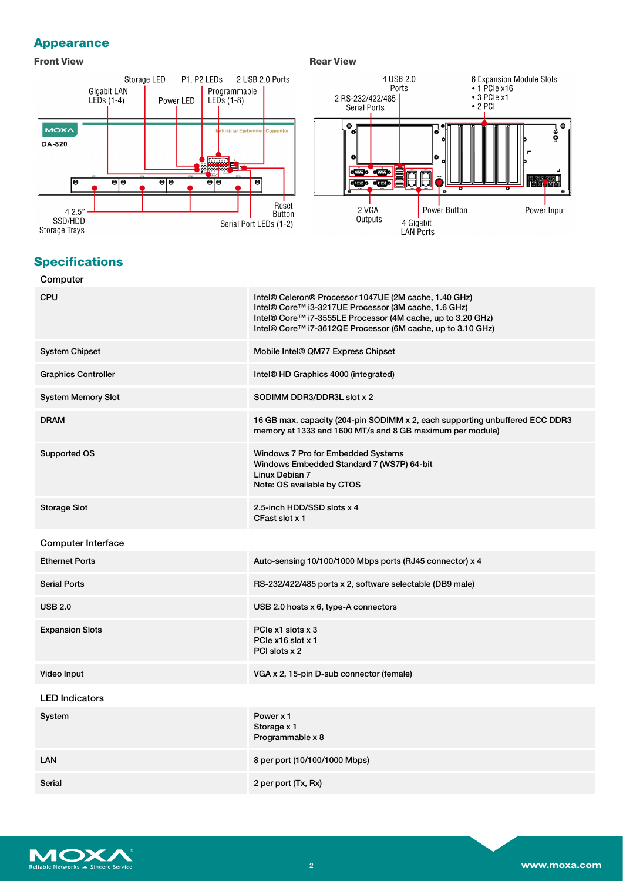## Appearance

### Front View

Storage LED, P1, P2 LEDs, 2 USB 2.0 Ports, Gigabit LAN LEDs (1-4), Power LED, Programmable LEDs (1-8), 4 2.5" SSD/HDD Storage Trays, Reset Button, Serial Port LEDs (1-2)

### Rear View

4 USB 2.0 Ports, 6 Expansion Module Slots
- 1 PCIe x16
- 3 PCIe x1
- 2 PCI

2 RS-232/422/485 Serial Ports, 2 VGA Outputs, Power Button, Power Input, 4 Gigabit LAN Ports

## Specifications

### Computer

| | |
|---|---|
| CPU | Intel® Celeron® Processor 1047UE (2M cache, 1.40 GHz)<br>Intel® Core™ i3-3217UE Processor (3M cache, 1.6 GHz)<br>Intel® Core™ i7-3555LE Processor (4M cache, up to 3.20 GHz)<br>Intel® Core™ i7-3612QE Processor (6M cache, up to 3.10 GHz) |
| System Chipset | Mobile Intel® QM77 Express Chipset |
| Graphics Controller | Intel® HD Graphics 4000 (integrated) |
| System Memory Slot | SODIMM DDR3/DDR3L slot x 2 |
| DRAM | 16 GB max. capacity (204-pin SODIMM x 2, each supporting unbuffered ECC DDR3 memory at 1333 and 1600 MT/s and 8 GB maximum per module) |
| Supported OS | Windows 7 Pro for Embedded Systems<br>Windows Embedded Standard 7 (WS7P) 64-bit<br>Linux Debian 7<br>Note: OS available by CTOS |
| Storage Slot | 2.5-inch HDD/SSD slots x 4<br>CFast slot x 1 |

### Computer Interface

| | |
|---|---|
| Ethernet Ports | Auto-sensing 10/100/1000 Mbps ports (RJ45 connector) x 4 |
| Serial Ports | RS-232/422/485 ports x 2, software selectable (DB9 male) |
| USB 2.0 | USB 2.0 hosts x 6, type-A connectors |
| Expansion Slots | PCIe x1 slots x 3<br>PCIe x16 slot x 1<br>PCI slots x 2 |
| Video Input | VGA x 2, 15-pin D-sub connector (female) |

### LED Indicators

| | |
|---|---|
| System | Power x 1<br>Storage x 1<br>Programmable x 8 |
| LAN | 8 per port (10/100/1000 Mbps) |
| Serial | 2 per port (Tx, Rx) |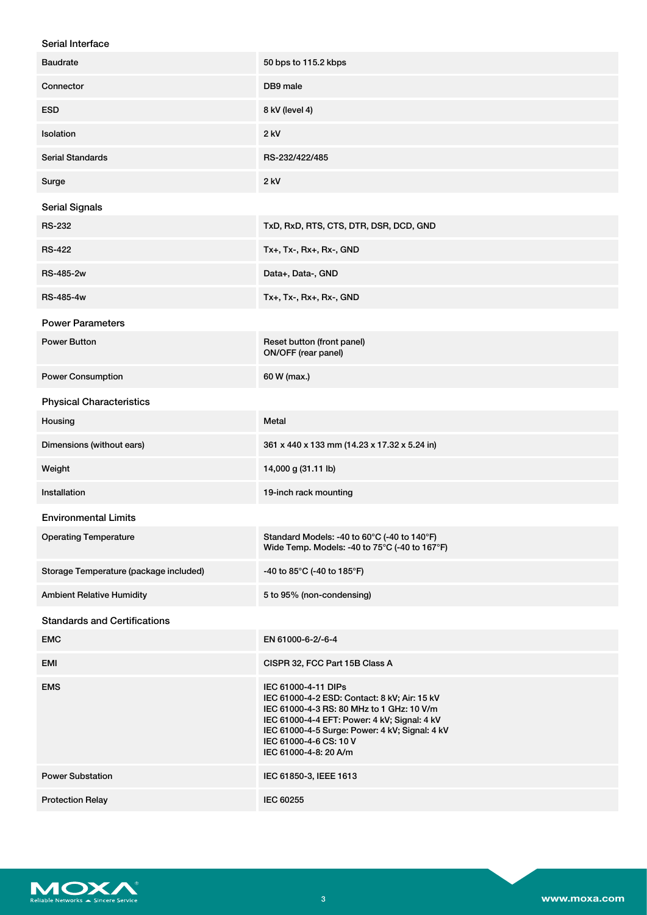### Serial Interface

| | |
|---|---|
| Baudrate | 50 bps to 115.2 kbps |
| Connector | DB9 male |
| ESD | 8 kV (level 4) |
| Isolation | 2 kV |
| Serial Standards | RS-232/422/485 |
| Surge | 2 kV |

### Serial Signals

| | |
|---|---|
| RS-232 | TxD, RxD, RTS, CTS, DTR, DSR, DCD, GND |
| RS-422 | Tx+, Tx-, Rx+, Rx-, GND |
| RS-485-2w | Data+, Data-, GND |
| RS-485-4w | Tx+, Tx-, Rx+, Rx-, GND |

### Power Parameters

| | |
|---|---|
| Power Button | Reset button (front panel)<br>ON/OFF (rear panel) |
| Power Consumption | 60 W (max.) |

### Physical Characteristics

| | |
|---|---|
| Housing | Metal |
| Dimensions (without ears) | 361 x 440 x 133 mm (14.23 x 17.32 x 5.24 in) |
| Weight | 14,000 g (31.11 lb) |
| Installation | 19-inch rack mounting |

### Environmental Limits

| | |
|---|---|
| Operating Temperature | Standard Models: -40 to 60°C (-40 to 140°F)<br>Wide Temp. Models: -40 to 75°C (-40 to 167°F) |
| Storage Temperature (package included) | -40 to 85°C (-40 to 185°F) |
| Ambient Relative Humidity | 5 to 95% (non-condensing) |

### Standards and Certifications

| | |
|---|---|
| EMC | EN 61000-6-2/-6-4 |
| EMI | CISPR 32, FCC Part 15B Class A |
| EMS | IEC 61000-4-11 DIPs<br>IEC 61000-4-2 ESD: Contact: 8 kV; Air: 15 kV<br>IEC 61000-4-3 RS: 80 MHz to 1 GHz: 10 V/m<br>IEC 61000-4-4 EFT: Power: 4 kV; Signal: 4 kV<br>IEC 61000-4-5 Surge: Power: 4 kV; Signal: 4 kV<br>IEC 61000-4-6 CS: 10 V<br>IEC 61000-4-8: 20 A/m |
| Power Substation | IEC 61850-3, IEEE 1613 |
| Protection Relay | IEC 60255 |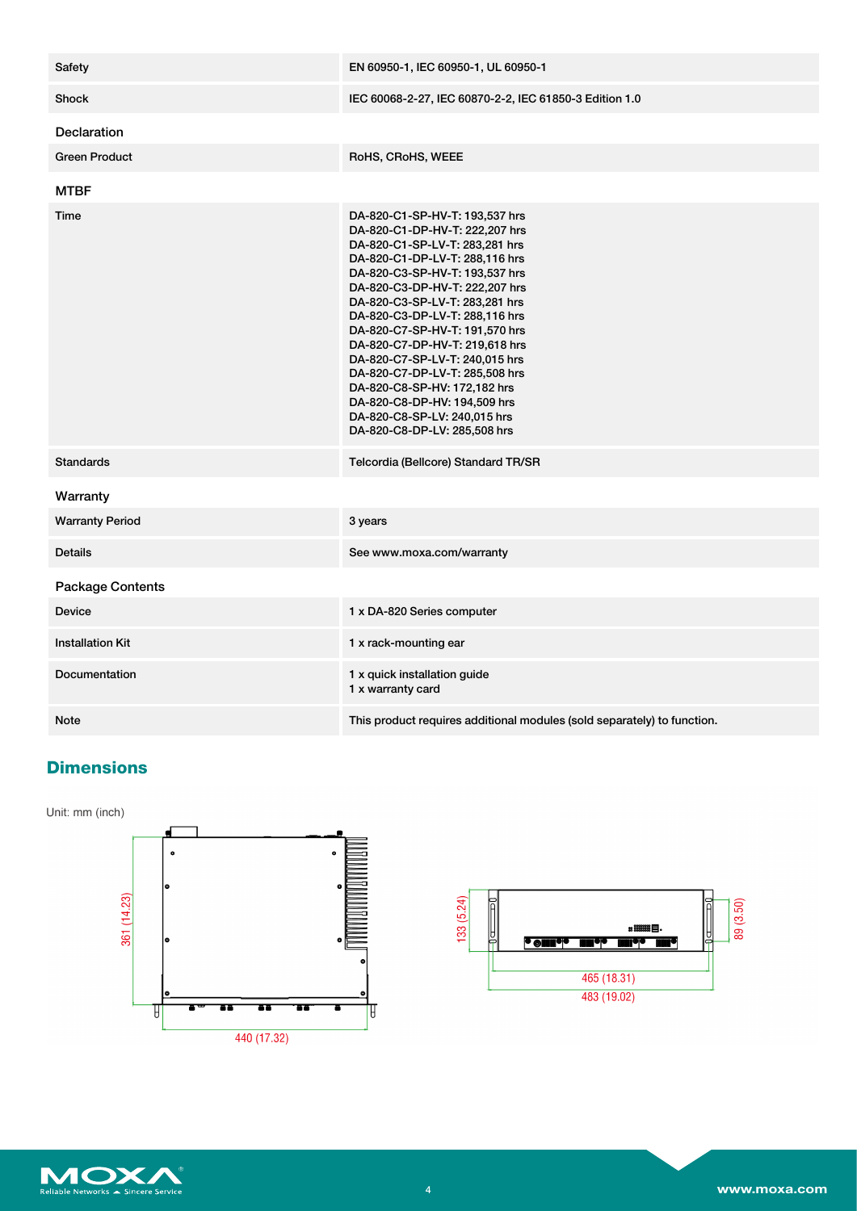| | |
|---|---|
| Safety | EN 60950-1, IEC 60950-1, UL 60950-1 |
| Shock | IEC 60068-2-27, IEC 60870-2-2, IEC 61850-3 Edition 1.0 |

### Declaration

| | |
|---|---|
| Green Product | RoHS, CRoHS, WEEE |

### MTBF

| | |
|---|---|
| Time | DA-820-C1-SP-HV-T: 193,537 hrs<br>DA-820-C1-DP-HV-T: 222,207 hrs<br>DA-820-C1-SP-LV-T: 283,281 hrs<br>DA-820-C1-DP-LV-T: 288,116 hrs<br>DA-820-C3-SP-HV-T: 193,537 hrs<br>DA-820-C3-DP-HV-T: 222,207 hrs<br>DA-820-C3-SP-LV-T: 283,281 hrs<br>DA-820-C3-DP-LV-T: 288,116 hrs<br>DA-820-C7-SP-HV-T: 191,570 hrs<br>DA-820-C7-DP-HV-T: 219,618 hrs<br>DA-820-C7-SP-LV-T: 240,015 hrs<br>DA-820-C7-DP-LV-T: 285,508 hrs<br>DA-820-C8-SP-HV: 172,182 hrs<br>DA-820-C8-DP-HV: 194,509 hrs<br>DA-820-C8-SP-LV: 240,015 hrs<br>DA-820-C8-DP-LV: 285,508 hrs |
| Standards | Telcordia (Bellcore) Standard TR/SR |

### Warranty

| | |
|---|---|
| Warranty Period | 3 years |
| Details | See www.moxa.com/warranty |

### Package Contents

| | |
|---|---|
| Device | 1 x DA-820 Series computer |
| Installation Kit | 1 x rack-mounting ear |
| Documentation | 1 x quick installation guide<br>1 x warranty card |
| Note | This product requires additional modules (sold separately) to function. |

## Dimensions

Unit: mm (inch)

361 (14.23)

440 (17.32)

133 (5.24)

89 (3.50)

465 (18.31)

483 (19.02)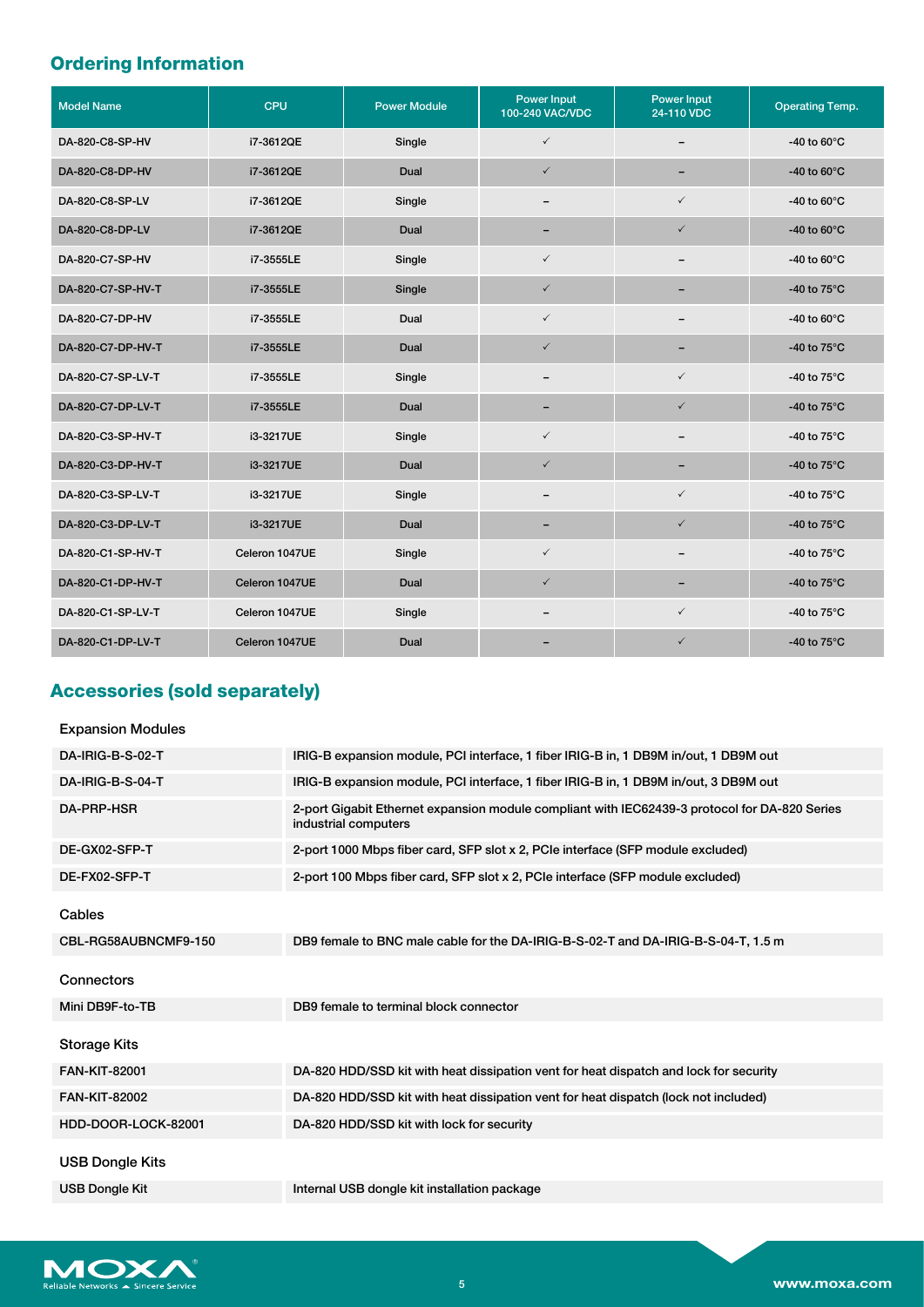## Ordering Information

| Model Name | CPU | Power Module | Power Input 100-240 VAC/VDC | Power Input 24-110 VDC | Operating Temp. |
|---|---|---|---|---|---|
| DA-820-C8-SP-HV | i7-3612QE | Single | ✓ | – | -40 to 60°C |
| DA-820-C8-DP-HV | i7-3612QE | Dual | ✓ | – | -40 to 60°C |
| DA-820-C8-SP-LV | i7-3612QE | Single | – | ✓ | -40 to 60°C |
| DA-820-C8-DP-LV | i7-3612QE | Dual | – | ✓ | -40 to 60°C |
| DA-820-C7-SP-HV | i7-3555LE | Single | ✓ | – | -40 to 60°C |
| DA-820-C7-SP-HV-T | i7-3555LE | Single | ✓ | – | -40 to 75°C |
| DA-820-C7-DP-HV | i7-3555LE | Dual | ✓ | – | -40 to 60°C |
| DA-820-C7-DP-HV-T | i7-3555LE | Dual | ✓ | – | -40 to 75°C |
| DA-820-C7-SP-LV-T | i7-3555LE | Single | – | ✓ | -40 to 75°C |
| DA-820-C7-DP-LV-T | i7-3555LE | Dual | – | ✓ | -40 to 75°C |
| DA-820-C3-SP-HV-T | i3-3217UE | Single | ✓ | – | -40 to 75°C |
| DA-820-C3-DP-HV-T | i3-3217UE | Dual | ✓ | – | -40 to 75°C |
| DA-820-C3-SP-LV-T | i3-3217UE | Single | – | ✓ | -40 to 75°C |
| DA-820-C3-DP-LV-T | i3-3217UE | Dual | – | ✓ | -40 to 75°C |
| DA-820-C1-SP-HV-T | Celeron 1047UE | Single | ✓ | – | -40 to 75°C |
| DA-820-C1-DP-HV-T | Celeron 1047UE | Dual | ✓ | – | -40 to 75°C |
| DA-820-C1-SP-LV-T | Celeron 1047UE | Single | – | ✓ | -40 to 75°C |
| DA-820-C1-DP-LV-T | Celeron 1047UE | Dual | – | ✓ | -40 to 75°C |

## Accessories (sold separately)

**Expansion Modules**

| | |
|---|---|
| DA-IRIG-B-S-02-T | IRIG-B expansion module, PCI interface, 1 fiber IRIG-B in, 1 DB9M in/out, 1 DB9M out |
| DA-IRIG-B-S-04-T | IRIG-B expansion module, PCI interface, 1 fiber IRIG-B in, 1 DB9M in/out, 3 DB9M out |
| DA-PRP-HSR | 2-port Gigabit Ethernet expansion module compliant with IEC62439-3 protocol for DA-820 Series industrial computers |
| DE-GX02-SFP-T | 2-port 1000 Mbps fiber card, SFP slot x 2, PCIe interface (SFP module excluded) |
| DE-FX02-SFP-T | 2-port 100 Mbps fiber card, SFP slot x 2, PCIe interface (SFP module excluded) |

**Cables**

| | |
|---|---|
| CBL-RG58AUBNCMF9-150 | DB9 female to BNC male cable for the DA-IRIG-B-S-02-T and DA-IRIG-B-S-04-T, 1.5 m |

**Connectors**

| | |
|---|---|
| Mini DB9F-to-TB | DB9 female to terminal block connector |

**Storage Kits**

| | |
|---|---|
| FAN-KIT-82001 | DA-820 HDD/SSD kit with heat dissipation vent for heat dispatch and lock for security |
| FAN-KIT-82002 | DA-820 HDD/SSD kit with heat dissipation vent for heat dispatch (lock not included) |
| HDD-DOOR-LOCK-82001 | DA-820 HDD/SSD kit with lock for security |

**USB Dongle Kits**

| | |
|---|---|
| USB Dongle Kit | Internal USB dongle kit installation package |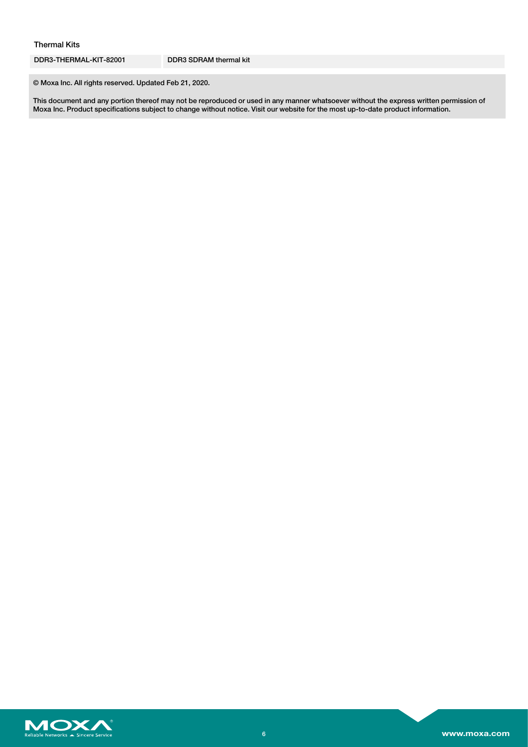### Thermal Kits

| | |
|---|---|
| DDR3-THERMAL-KIT-82001 | DDR3 SDRAM thermal kit |

© Moxa Inc. All rights reserved. Updated Feb 21, 2020.

This document and any portion thereof may not be reproduced or used in any manner whatsoever without the express written permission of Moxa Inc. Product specifications subject to change without notice. Visit our website for the most up-to-date product information.